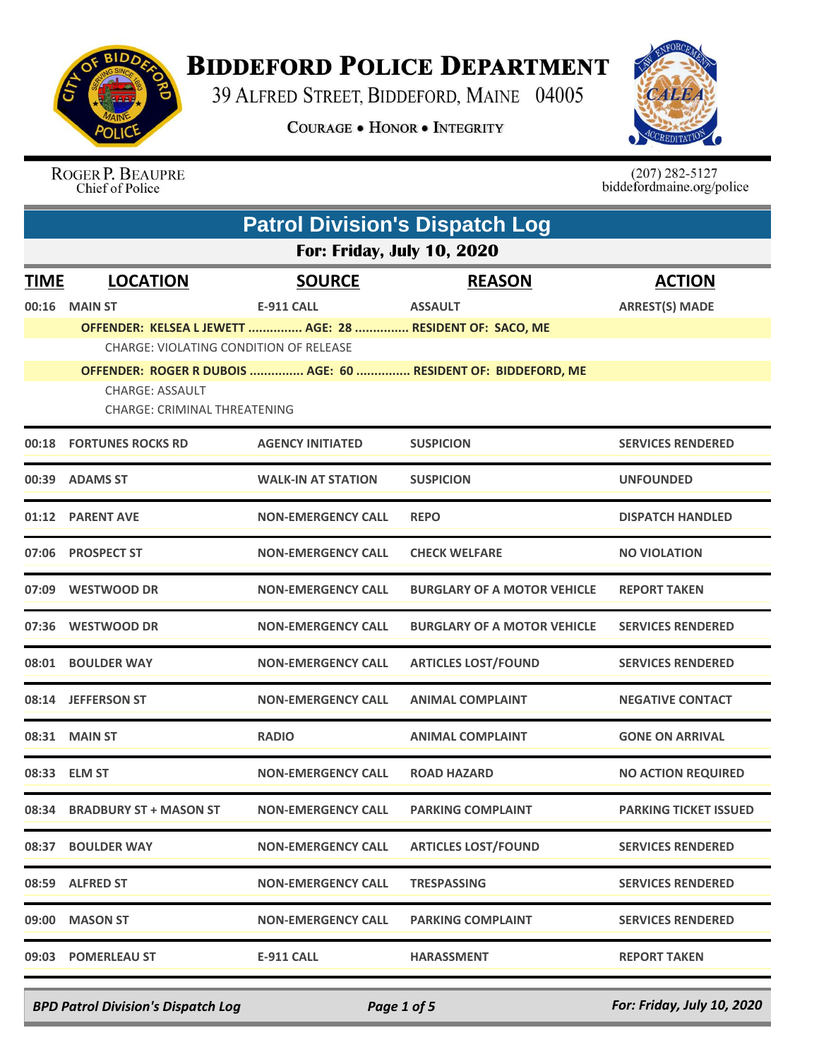# BIDDEFORD POLICE DEPARTMENT

39 ALFRED STREET, BIDDEFORD, MAINE 04005

COURAGE • HONOR • INTEGRITY

ROGER P. BEAUPRE
Chief of Police

(207) 282-5127
biddefordmaine.org/police

## Patrol Division's Dispatch Log

### For: Friday, July 10, 2020

| TIME | LOCATION | SOURCE | REASON | ACTION |
|---|---|---|---|---|
| 00:16 | MAIN ST | E-911 CALL | ASSAULT | ARREST(S) MADE |
| | OFFENDER: KELSEA L JEWETT ............... AGE: 28 ............... RESIDENT OF: SACO, ME | | | |
| | CHARGE: VIOLATING CONDITION OF RELEASE | | | |
| | OFFENDER: ROGER R DUBOIS ............... AGE: 60 ............... RESIDENT OF: BIDDEFORD, ME | | | |
| | CHARGE: ASSAULT | | | |
| | CHARGE: CRIMINAL THREATENING | | | |
| 00:18 | FORTUNES ROCKS RD | AGENCY INITIATED | SUSPICION | SERVICES RENDERED |
| 00:39 | ADAMS ST | WALK-IN AT STATION | SUSPICION | UNFOUNDED |
| 01:12 | PARENT AVE | NON-EMERGENCY CALL | REPO | DISPATCH HANDLED |
| 07:06 | PROSPECT ST | NON-EMERGENCY CALL | CHECK WELFARE | NO VIOLATION |
| 07:09 | WESTWOOD DR | NON-EMERGENCY CALL | BURGLARY OF A MOTOR VEHICLE | REPORT TAKEN |
| 07:36 | WESTWOOD DR | NON-EMERGENCY CALL | BURGLARY OF A MOTOR VEHICLE | SERVICES RENDERED |
| 08:01 | BOULDER WAY | NON-EMERGENCY CALL | ARTICLES LOST/FOUND | SERVICES RENDERED |
| 08:14 | JEFFERSON ST | NON-EMERGENCY CALL | ANIMAL COMPLAINT | NEGATIVE CONTACT |
| 08:31 | MAIN ST | RADIO | ANIMAL COMPLAINT | GONE ON ARRIVAL |
| 08:33 | ELM ST | NON-EMERGENCY CALL | ROAD HAZARD | NO ACTION REQUIRED |
| 08:34 | BRADBURY ST + MASON ST | NON-EMERGENCY CALL | PARKING COMPLAINT | PARKING TICKET ISSUED |
| 08:37 | BOULDER WAY | NON-EMERGENCY CALL | ARTICLES LOST/FOUND | SERVICES RENDERED |
| 08:59 | ALFRED ST | NON-EMERGENCY CALL | TRESPASSING | SERVICES RENDERED |
| 09:00 | MASON ST | NON-EMERGENCY CALL | PARKING COMPLAINT | SERVICES RENDERED |
| 09:03 | POMERLEAU ST | E-911 CALL | HARASSMENT | REPORT TAKEN |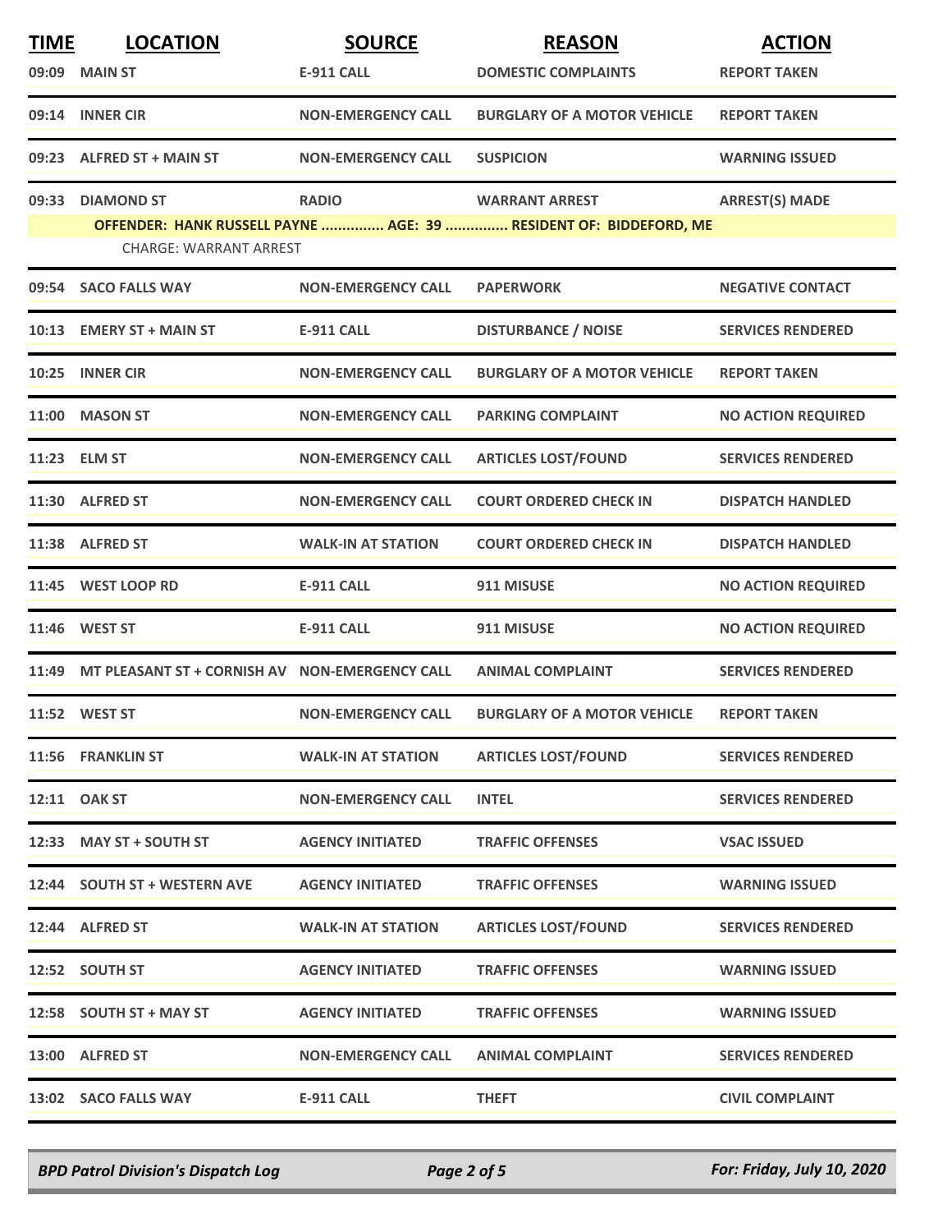| TIME | LOCATION | SOURCE | REASON | ACTION |
|---|---|---|---|---|
| 09:09 | MAIN ST | E-911 CALL | DOMESTIC COMPLAINTS | REPORT TAKEN |
| 09:14 | INNER CIR | NON-EMERGENCY CALL | BURGLARY OF A MOTOR VEHICLE | REPORT TAKEN |
| 09:23 | ALFRED ST + MAIN ST | NON-EMERGENCY CALL | SUSPICION | WARNING ISSUED |
| 09:33 | DIAMOND ST | RADIO | WARRANT ARREST | ARREST(S) MADE |
| | OFFENDER: HANK RUSSELL PAYNE ............... AGE: 39 ............... RESIDENT OF: BIDDEFORD, ME | | | |
| | CHARGE: WARRANT ARREST | | | |
| 09:54 | SACO FALLS WAY | NON-EMERGENCY CALL | PAPERWORK | NEGATIVE CONTACT |
| 10:13 | EMERY ST + MAIN ST | E-911 CALL | DISTURBANCE / NOISE | SERVICES RENDERED |
| 10:25 | INNER CIR | NON-EMERGENCY CALL | BURGLARY OF A MOTOR VEHICLE | REPORT TAKEN |
| 11:00 | MASON ST | NON-EMERGENCY CALL | PARKING COMPLAINT | NO ACTION REQUIRED |
| 11:23 | ELM ST | NON-EMERGENCY CALL | ARTICLES LOST/FOUND | SERVICES RENDERED |
| 11:30 | ALFRED ST | NON-EMERGENCY CALL | COURT ORDERED CHECK IN | DISPATCH HANDLED |
| 11:38 | ALFRED ST | WALK-IN AT STATION | COURT ORDERED CHECK IN | DISPATCH HANDLED |
| 11:45 | WEST LOOP RD | E-911 CALL | 911 MISUSE | NO ACTION REQUIRED |
| 11:46 | WEST ST | E-911 CALL | 911 MISUSE | NO ACTION REQUIRED |
| 11:49 | MT PLEASANT ST + CORNISH AV | NON-EMERGENCY CALL | ANIMAL COMPLAINT | SERVICES RENDERED |
| 11:52 | WEST ST | NON-EMERGENCY CALL | BURGLARY OF A MOTOR VEHICLE | REPORT TAKEN |
| 11:56 | FRANKLIN ST | WALK-IN AT STATION | ARTICLES LOST/FOUND | SERVICES RENDERED |
| 12:11 | OAK ST | NON-EMERGENCY CALL | INTEL | SERVICES RENDERED |
| 12:33 | MAY ST + SOUTH ST | AGENCY INITIATED | TRAFFIC OFFENSES | VSAC ISSUED |
| 12:44 | SOUTH ST + WESTERN AVE | AGENCY INITIATED | TRAFFIC OFFENSES | WARNING ISSUED |
| 12:44 | ALFRED ST | WALK-IN AT STATION | ARTICLES LOST/FOUND | SERVICES RENDERED |
| 12:52 | SOUTH ST | AGENCY INITIATED | TRAFFIC OFFENSES | WARNING ISSUED |
| 12:58 | SOUTH ST + MAY ST | AGENCY INITIATED | TRAFFIC OFFENSES | WARNING ISSUED |
| 13:00 | ALFRED ST | NON-EMERGENCY CALL | ANIMAL COMPLAINT | SERVICES RENDERED |
| 13:02 | SACO FALLS WAY | E-911 CALL | THEFT | CIVIL COMPLAINT |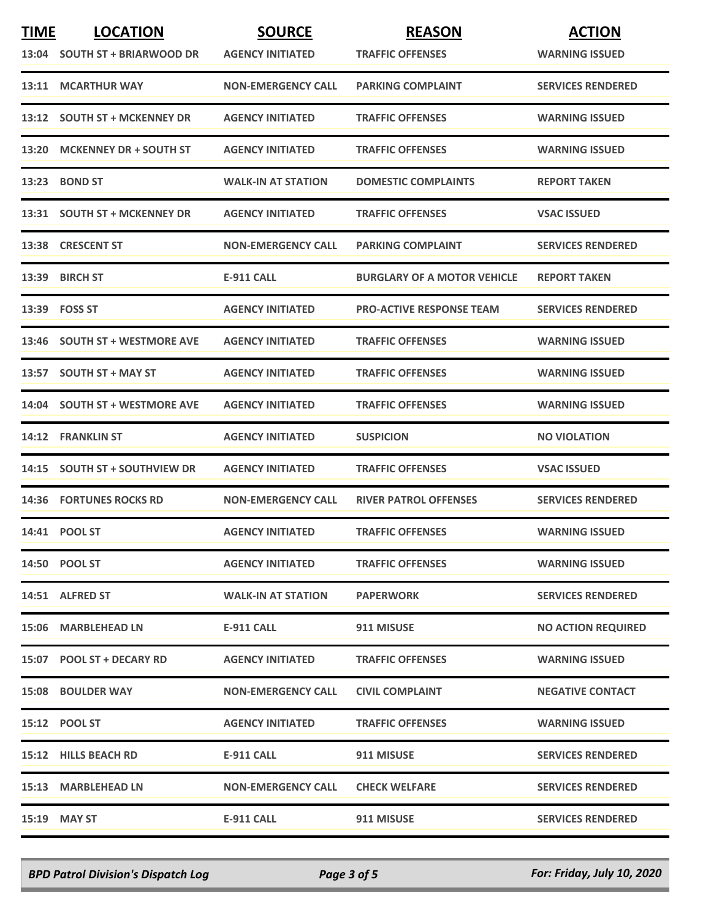| TIME | LOCATION | SOURCE | REASON | ACTION |
|---|---|---|---|---|
| 13:04 | SOUTH ST + BRIARWOOD DR | AGENCY INITIATED | TRAFFIC OFFENSES | WARNING ISSUED |
| 13:11 | MCARTHUR WAY | NON-EMERGENCY CALL | PARKING COMPLAINT | SERVICES RENDERED |
| 13:12 | SOUTH ST + MCKENNEY DR | AGENCY INITIATED | TRAFFIC OFFENSES | WARNING ISSUED |
| 13:20 | MCKENNEY DR + SOUTH ST | AGENCY INITIATED | TRAFFIC OFFENSES | WARNING ISSUED |
| 13:23 | BOND ST | WALK-IN AT STATION | DOMESTIC COMPLAINTS | REPORT TAKEN |
| 13:31 | SOUTH ST + MCKENNEY DR | AGENCY INITIATED | TRAFFIC OFFENSES | VSAC ISSUED |
| 13:38 | CRESCENT ST | NON-EMERGENCY CALL | PARKING COMPLAINT | SERVICES RENDERED |
| 13:39 | BIRCH ST | E-911 CALL | BURGLARY OF A MOTOR VEHICLE | REPORT TAKEN |
| 13:39 | FOSS ST | AGENCY INITIATED | PRO-ACTIVE RESPONSE TEAM | SERVICES RENDERED |
| 13:46 | SOUTH ST + WESTMORE AVE | AGENCY INITIATED | TRAFFIC OFFENSES | WARNING ISSUED |
| 13:57 | SOUTH ST + MAY ST | AGENCY INITIATED | TRAFFIC OFFENSES | WARNING ISSUED |
| 14:04 | SOUTH ST + WESTMORE AVE | AGENCY INITIATED | TRAFFIC OFFENSES | WARNING ISSUED |
| 14:12 | FRANKLIN ST | AGENCY INITIATED | SUSPICION | NO VIOLATION |
| 14:15 | SOUTH ST + SOUTHVIEW DR | AGENCY INITIATED | TRAFFIC OFFENSES | VSAC ISSUED |
| 14:36 | FORTUNES ROCKS RD | NON-EMERGENCY CALL | RIVER PATROL OFFENSES | SERVICES RENDERED |
| 14:41 | POOL ST | AGENCY INITIATED | TRAFFIC OFFENSES | WARNING ISSUED |
| 14:50 | POOL ST | AGENCY INITIATED | TRAFFIC OFFENSES | WARNING ISSUED |
| 14:51 | ALFRED ST | WALK-IN AT STATION | PAPERWORK | SERVICES RENDERED |
| 15:06 | MARBLEHEAD LN | E-911 CALL | 911 MISUSE | NO ACTION REQUIRED |
| 15:07 | POOL ST + DECARY RD | AGENCY INITIATED | TRAFFIC OFFENSES | WARNING ISSUED |
| 15:08 | BOULDER WAY | NON-EMERGENCY CALL | CIVIL COMPLAINT | NEGATIVE CONTACT |
| 15:12 | POOL ST | AGENCY INITIATED | TRAFFIC OFFENSES | WARNING ISSUED |
| 15:12 | HILLS BEACH RD | E-911 CALL | 911 MISUSE | SERVICES RENDERED |
| 15:13 | MARBLEHEAD LN | NON-EMERGENCY CALL | CHECK WELFARE | SERVICES RENDERED |
| 15:19 | MAY ST | E-911 CALL | 911 MISUSE | SERVICES RENDERED |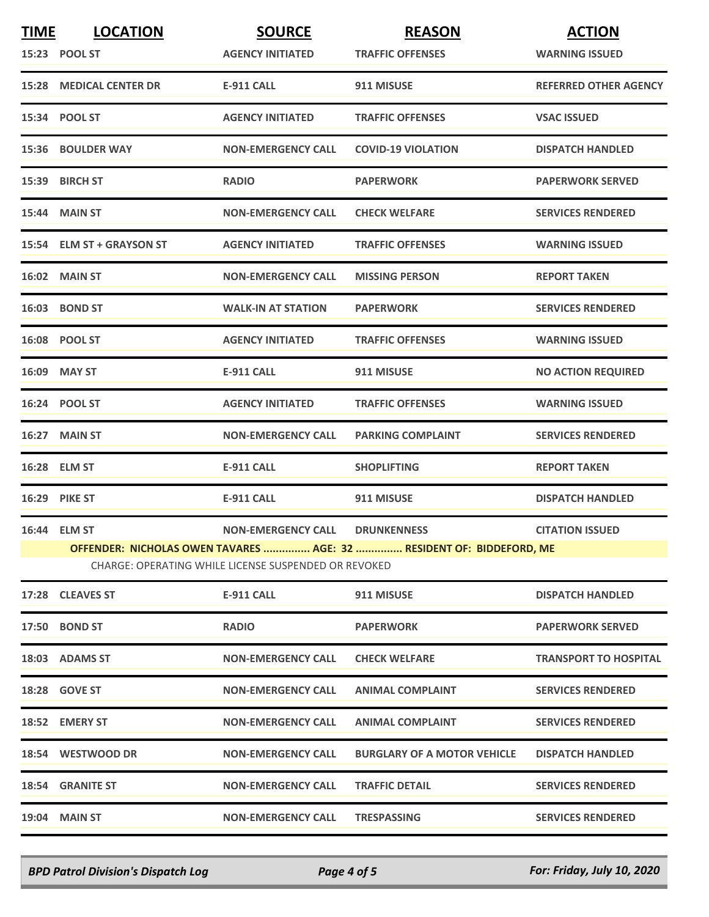| TIME | LOCATION | SOURCE | REASON | ACTION |
|---|---|---|---|---|
| 15:23 | POOL ST | AGENCY INITIATED | TRAFFIC OFFENSES | WARNING ISSUED |
| 15:28 | MEDICAL CENTER DR | E-911 CALL | 911 MISUSE | REFERRED OTHER AGENCY |
| 15:34 | POOL ST | AGENCY INITIATED | TRAFFIC OFFENSES | VSAC ISSUED |
| 15:36 | BOULDER WAY | NON-EMERGENCY CALL | COVID-19 VIOLATION | DISPATCH HANDLED |
| 15:39 | BIRCH ST | RADIO | PAPERWORK | PAPERWORK SERVED |
| 15:44 | MAIN ST | NON-EMERGENCY CALL | CHECK WELFARE | SERVICES RENDERED |
| 15:54 | ELM ST + GRAYSON ST | AGENCY INITIATED | TRAFFIC OFFENSES | WARNING ISSUED |
| 16:02 | MAIN ST | NON-EMERGENCY CALL | MISSING PERSON | REPORT TAKEN |
| 16:03 | BOND ST | WALK-IN AT STATION | PAPERWORK | SERVICES RENDERED |
| 16:08 | POOL ST | AGENCY INITIATED | TRAFFIC OFFENSES | WARNING ISSUED |
| 16:09 | MAY ST | E-911 CALL | 911 MISUSE | NO ACTION REQUIRED |
| 16:24 | POOL ST | AGENCY INITIATED | TRAFFIC OFFENSES | WARNING ISSUED |
| 16:27 | MAIN ST | NON-EMERGENCY CALL | PARKING COMPLAINT | SERVICES RENDERED |
| 16:28 | ELM ST | E-911 CALL | SHOPLIFTING | REPORT TAKEN |
| 16:29 | PIKE ST | E-911 CALL | 911 MISUSE | DISPATCH HANDLED |
| 16:44 | ELM ST | NON-EMERGENCY CALL | DRUNKENNESS | CITATION ISSUED |
| | **OFFENDER: NICHOLAS OWEN TAVARES ............... AGE: 32 ............... RESIDENT OF: BIDDEFORD, ME** | | | |
| | CHARGE: OPERATING WHILE LICENSE SUSPENDED OR REVOKED | | | |
| 17:28 | CLEAVES ST | E-911 CALL | 911 MISUSE | DISPATCH HANDLED |
| 17:50 | BOND ST | RADIO | PAPERWORK | PAPERWORK SERVED |
| 18:03 | ADAMS ST | NON-EMERGENCY CALL | CHECK WELFARE | TRANSPORT TO HOSPITAL |
| 18:28 | GOVE ST | NON-EMERGENCY CALL | ANIMAL COMPLAINT | SERVICES RENDERED |
| 18:52 | EMERY ST | NON-EMERGENCY CALL | ANIMAL COMPLAINT | SERVICES RENDERED |
| 18:54 | WESTWOOD DR | NON-EMERGENCY CALL | BURGLARY OF A MOTOR VEHICLE | DISPATCH HANDLED |
| 18:54 | GRANITE ST | NON-EMERGENCY CALL | TRAFFIC DETAIL | SERVICES RENDERED |
| 19:04 | MAIN ST | NON-EMERGENCY CALL | TRESPASSING | SERVICES RENDERED |

*BPD Patrol Division's Dispatch Log* — *For: Friday, July 10, 2020*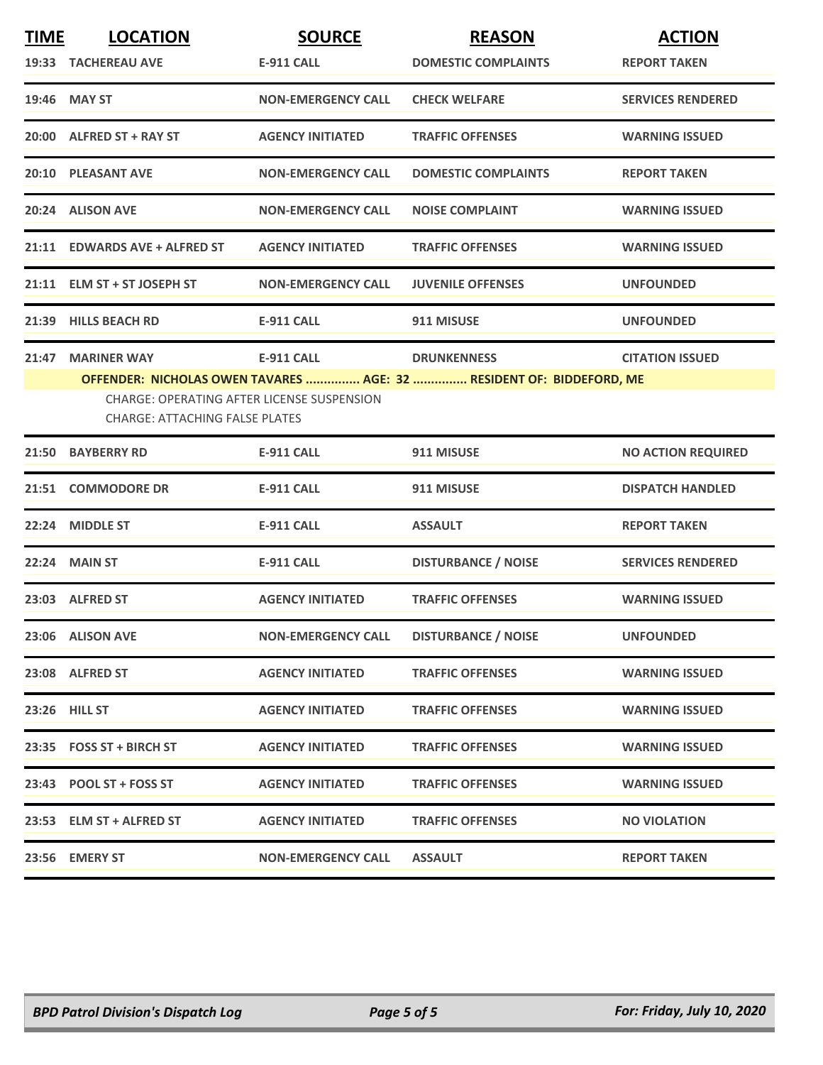| TIME | LOCATION | SOURCE | REASON | ACTION |
|---|---|---|---|---|
| 19:33 | TACHEREAU AVE | E-911 CALL | DOMESTIC COMPLAINTS | REPORT TAKEN |
| 19:46 | MAY ST | NON-EMERGENCY CALL | CHECK WELFARE | SERVICES RENDERED |
| 20:00 | ALFRED ST + RAY ST | AGENCY INITIATED | TRAFFIC OFFENSES | WARNING ISSUED |
| 20:10 | PLEASANT AVE | NON-EMERGENCY CALL | DOMESTIC COMPLAINTS | REPORT TAKEN |
| 20:24 | ALISON AVE | NON-EMERGENCY CALL | NOISE COMPLAINT | WARNING ISSUED |
| 21:11 | EDWARDS AVE + ALFRED ST | AGENCY INITIATED | TRAFFIC OFFENSES | WARNING ISSUED |
| 21:11 | ELM ST + ST JOSEPH ST | NON-EMERGENCY CALL | JUVENILE OFFENSES | UNFOUNDED |
| 21:39 | HILLS BEACH RD | E-911 CALL | 911 MISUSE | UNFOUNDED |
| 21:47 | MARINER WAY | E-911 CALL | DRUNKENNESS | CITATION ISSUED |
| | **OFFENDER: NICHOLAS OWEN TAVARES ............... AGE: 32 ............... RESIDENT OF: BIDDEFORD, ME**<br>CHARGE: OPERATING AFTER LICENSE SUSPENSION<br>CHARGE: ATTACHING FALSE PLATES | | | |
| 21:50 | BAYBERRY RD | E-911 CALL | 911 MISUSE | NO ACTION REQUIRED |
| 21:51 | COMMODORE DR | E-911 CALL | 911 MISUSE | DISPATCH HANDLED |
| 22:24 | MIDDLE ST | E-911 CALL | ASSAULT | REPORT TAKEN |
| 22:24 | MAIN ST | E-911 CALL | DISTURBANCE / NOISE | SERVICES RENDERED |
| 23:03 | ALFRED ST | AGENCY INITIATED | TRAFFIC OFFENSES | WARNING ISSUED |
| 23:06 | ALISON AVE | NON-EMERGENCY CALL | DISTURBANCE / NOISE | UNFOUNDED |
| 23:08 | ALFRED ST | AGENCY INITIATED | TRAFFIC OFFENSES | WARNING ISSUED |
| 23:26 | HILL ST | AGENCY INITIATED | TRAFFIC OFFENSES | WARNING ISSUED |
| 23:35 | FOSS ST + BIRCH ST | AGENCY INITIATED | TRAFFIC OFFENSES | WARNING ISSUED |
| 23:43 | POOL ST + FOSS ST | AGENCY INITIATED | TRAFFIC OFFENSES | WARNING ISSUED |
| 23:53 | ELM ST + ALFRED ST | AGENCY INITIATED | TRAFFIC OFFENSES | NO VIOLATION |
| 23:56 | EMERY ST | NON-EMERGENCY CALL | ASSAULT | REPORT TAKEN |